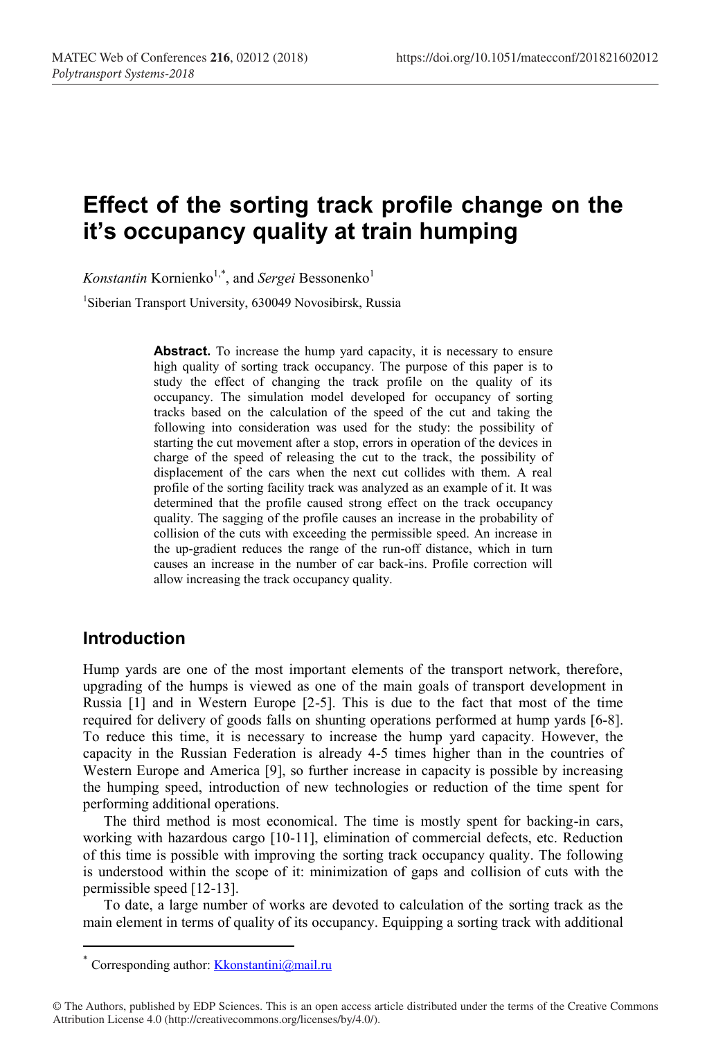# Effect of the sorting track profile change on the it's occupancy quality at train humping

*Konstantin* Kornienko[1,*], and *Sergei* Bessonenko[1]

[1]Siberian Transport University, 630049 Novosibirsk, Russia

> **Abstract.** To increase the hump yard capacity, it is necessary to ensure high quality of sorting track occupancy. The purpose of this paper is to study the effect of changing the track profile on the quality of its occupancy. The simulation model developed for occupancy of sorting tracks based on the calculation of the speed of the cut and taking the following into consideration was used for the study: the possibility of starting the cut movement after a stop, errors in operation of the devices in charge of the speed of releasing the cut to the track, the possibility of displacement of the cars when the next cut collides with them. A real profile of the sorting facility track was analyzed as an example of it. It was determined that the profile caused strong effect on the track occupancy quality. The sagging of the profile causes an increase in the probability of collision of the cuts with exceeding the permissible speed. An increase in the up-gradient reduces the range of the run-off distance, which in turn causes an increase in the number of car back-ins. Profile correction will allow increasing the track occupancy quality.

## Introduction

Hump yards are one of the most important elements of the transport network, therefore, upgrading of the humps is viewed as one of the main goals of transport development in Russia [1] and in Western Europe [2-5]. This is due to the fact that most of the time required for delivery of goods falls on shunting operations performed at hump yards [6-8]. To reduce this time, it is necessary to increase the hump yard capacity. However, the capacity in the Russian Federation is already 4-5 times higher than in the countries of Western Europe and America [9], so further increase in capacity is possible by increasing the humping speed, introduction of new technologies or reduction of the time spent for performing additional operations.

The third method is most economical. The time is mostly spent for backing-in cars, working with hazardous cargo [10-11], elimination of commercial defects, etc. Reduction of this time is possible with improving the sorting track occupancy quality. The following is understood within the scope of it: minimization of gaps and collision of cuts with the permissible speed [12-13].

To date, a large number of works are devoted to calculation of the sorting track as the main element in terms of quality of its occupancy. Equipping a sorting track with additional

---

[*] Corresponding author: Kkonstantini@mail.ru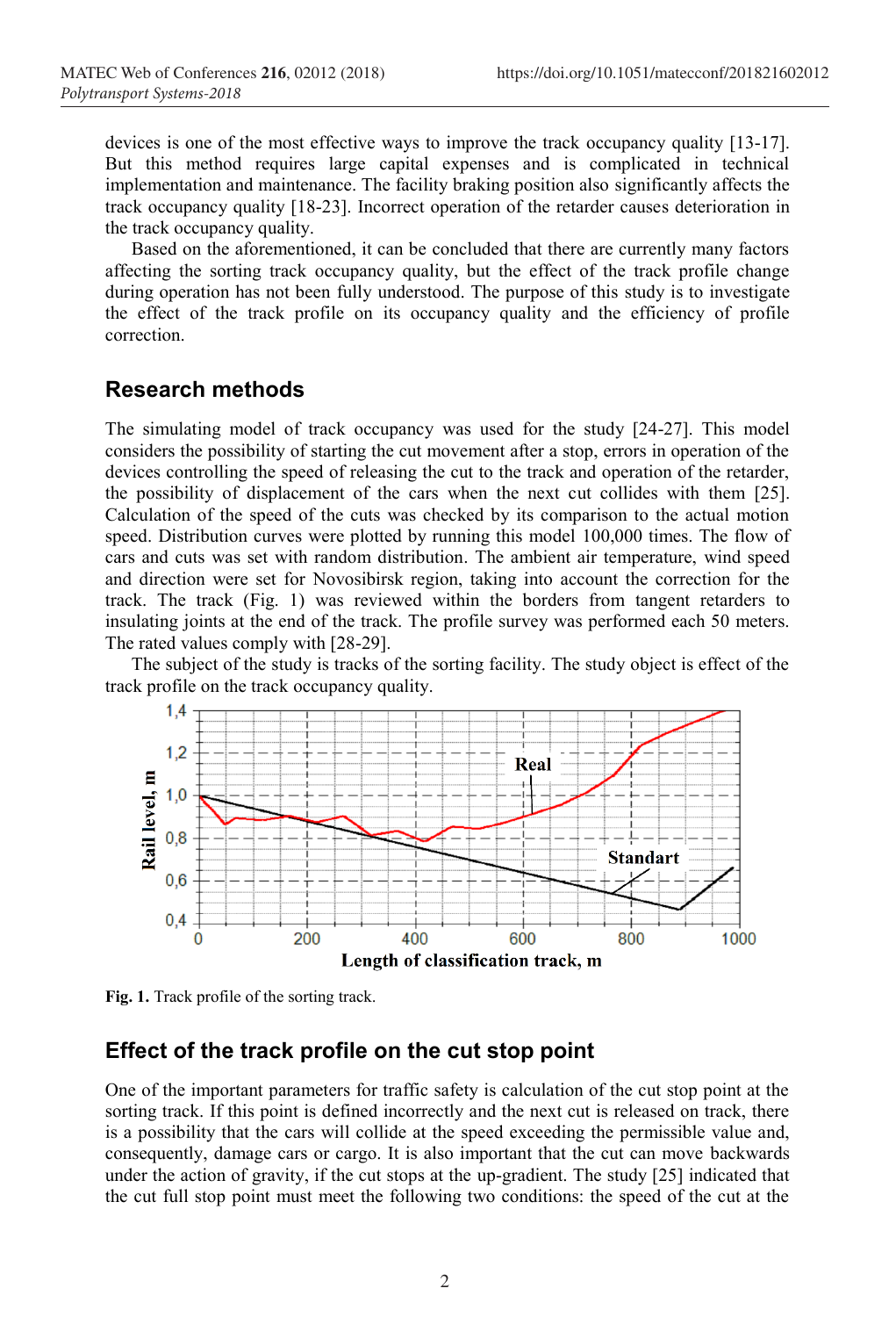devices is one of the most effective ways to improve the track occupancy quality [13-17]. But this method requires large capital expenses and is complicated in technical implementation and maintenance. The facility braking position also significantly affects the track occupancy quality [18-23]. Incorrect operation of the retarder causes deterioration in the track occupancy quality.

Based on the aforementioned, it can be concluded that there are currently many factors affecting the sorting track occupancy quality, but the effect of the track profile change during operation has not been fully understood. The purpose of this study is to investigate the effect of the track profile on its occupancy quality and the efficiency of profile correction.

## Research methods

The simulating model of track occupancy was used for the study [24-27]. This model considers the possibility of starting the cut movement after a stop, errors in operation of the devices controlling the speed of releasing the cut to the track and operation of the retarder, the possibility of displacement of the cars when the next cut collides with them [25]. Calculation of the speed of the cuts was checked by its comparison to the actual motion speed. Distribution curves were plotted by running this model 100,000 times. The flow of cars and cuts was set with random distribution. The ambient air temperature, wind speed and direction were set for Novosibirsk region, taking into account the correction for the track. The track (Fig. 1) was reviewed within the borders from tangent retarders to insulating joints at the end of the track. The profile survey was performed each 50 meters. The rated values comply with [28-29].

The subject of the study is tracks of the sorting facility. The study object is effect of the track profile on the track occupancy quality.

**Fig. 1.** Track profile of the sorting track.

## Effect of the track profile on the cut stop point

One of the important parameters for traffic safety is calculation of the cut stop point at the sorting track. If this point is defined incorrectly and the next cut is released on track, there is a possibility that the cars will collide at the speed exceeding the permissible value and, consequently, damage cars or cargo. It is also important that the cut can move backwards under the action of gravity, if the cut stops at the up-gradient. The study [25] indicated that the cut full stop point must meet the following two conditions: the speed of the cut at the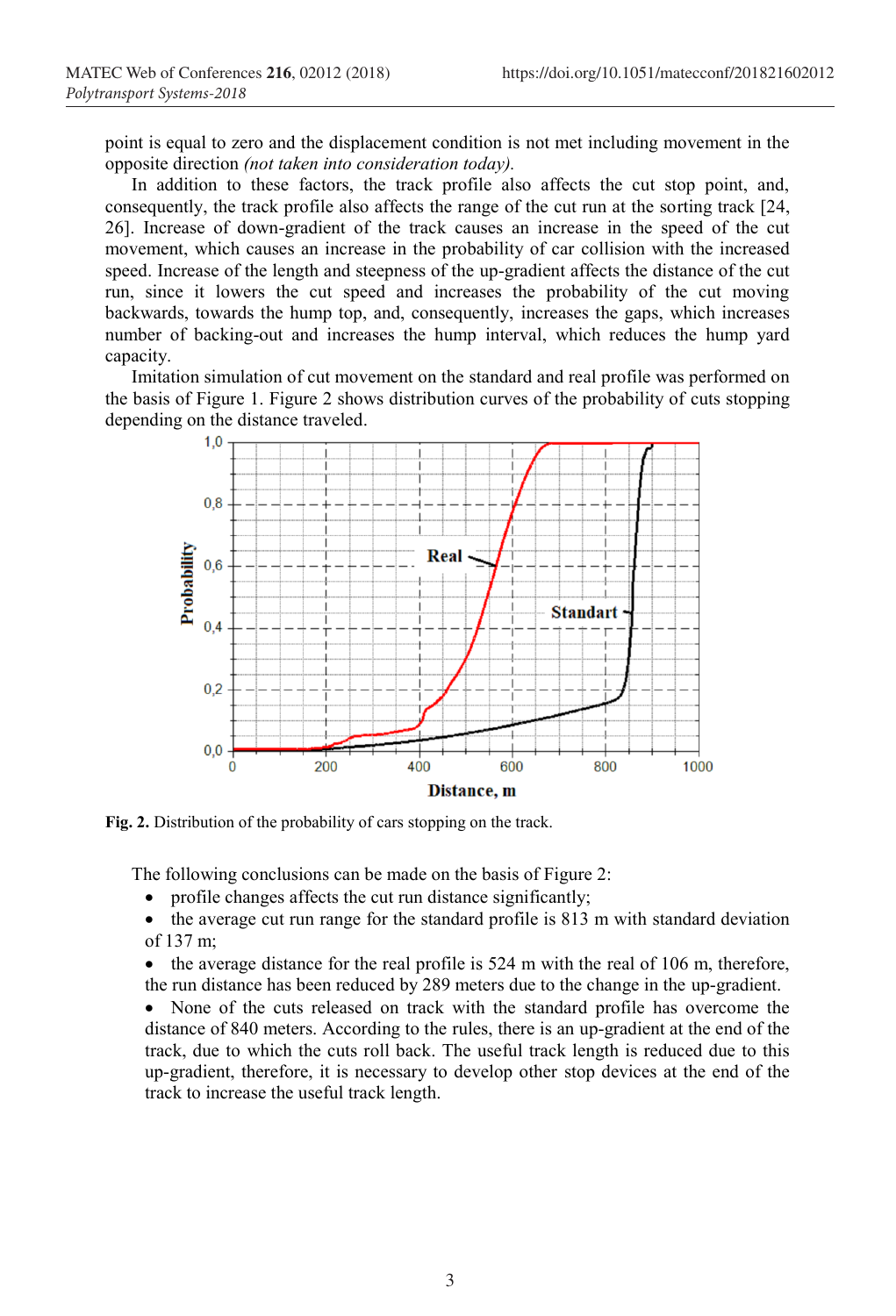point is equal to zero and the displacement condition is not met including movement in the opposite direction *(not taken into consideration today).*

In addition to these factors, the track profile also affects the cut stop point, and, consequently, the track profile also affects the range of the cut run at the sorting track [24, 26]. Increase of down-gradient of the track causes an increase in the speed of the cut movement, which causes an increase in the probability of car collision with the increased speed. Increase of the length and steepness of the up-gradient affects the distance of the cut run, since it lowers the cut speed and increases the probability of the cut moving backwards, towards the hump top, and, consequently, increases the gaps, which increases number of backing-out and increases the hump interval, which reduces the hump yard capacity.

Imitation simulation of cut movement on the standard and real profile was performed on the basis of Figure 1. Figure 2 shows distribution curves of the probability of cuts stopping depending on the distance traveled.

**Fig. 2.** Distribution of the probability of cars stopping on the track.

The following conclusions can be made on the basis of Figure 2:

- profile changes affects the cut run distance significantly;
- the average cut run range for the standard profile is 813 m with standard deviation of 137 m;
- the average distance for the real profile is 524 m with the real of 106 m, therefore, the run distance has been reduced by 289 meters due to the change in the up-gradient.
- None of the cuts released on track with the standard profile has overcome the distance of 840 meters. According to the rules, there is an up-gradient at the end of the track, due to which the cuts roll back. The useful track length is reduced due to this up-gradient, therefore, it is necessary to develop other stop devices at the end of the track to increase the useful track length.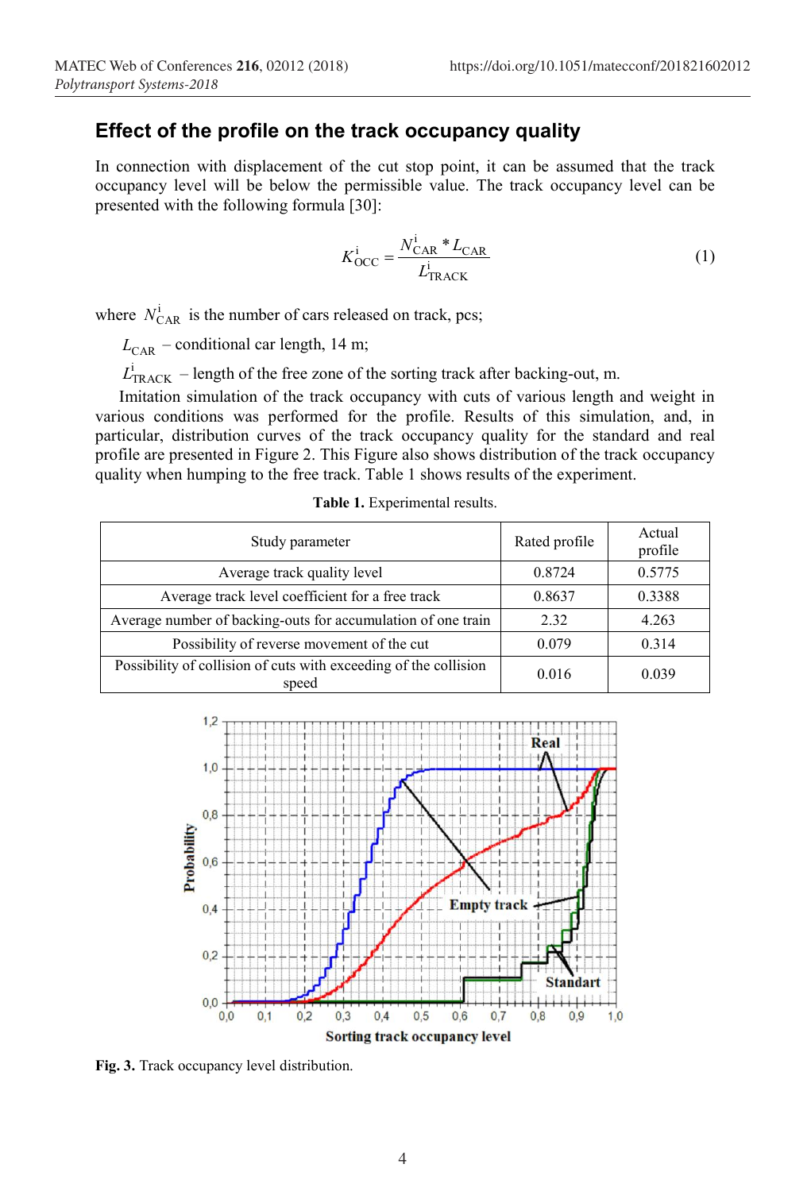## Effect of the profile on the track occupancy quality

In connection with displacement of the cut stop point, it can be assumed that the track occupancy level will be below the permissible value. The track occupancy level can be presented with the following formula [30]:

$$K_{\mathrm{OCC}}^{\mathrm{i}} = \frac{N_{\mathrm{CAR}}^{\mathrm{i}} * L_{\mathrm{CAR}}}{L_{\mathrm{TRACK}}^{\mathrm{i}}} \quad (1)$$

where $N_{\mathrm{CAR}}^{\mathrm{i}}$ is the number of cars released on track, pcs;

$L_{\mathrm{CAR}}$ – conditional car length, 14 m;

$L_{\mathrm{TRACK}}^{\mathrm{i}}$ – length of the free zone of the sorting track after backing-out, m.

Imitation simulation of the track occupancy with cuts of various length and weight in various conditions was performed for the profile. Results of this simulation, and, in particular, distribution curves of the track occupancy quality for the standard and real profile are presented in Figure 2. This Figure also shows distribution of the track occupancy quality when humping to the free track. Table 1 shows results of the experiment.

**Table 1.** Experimental results.

| Study parameter | Rated profile | Actual profile |
|---|---|---|
| Average track quality level | 0.8724 | 0.5775 |
| Average track level coefficient for a free track | 0.8637 | 0.3388 |
| Average number of backing-outs for accumulation of one train | 2.32 | 4.263 |
| Possibility of reverse movement of the cut | 0.079 | 0.314 |
| Possibility of collision of cuts with exceeding of the collision speed | 0.016 | 0.039 |

**Fig. 3.** Track occupancy level distribution.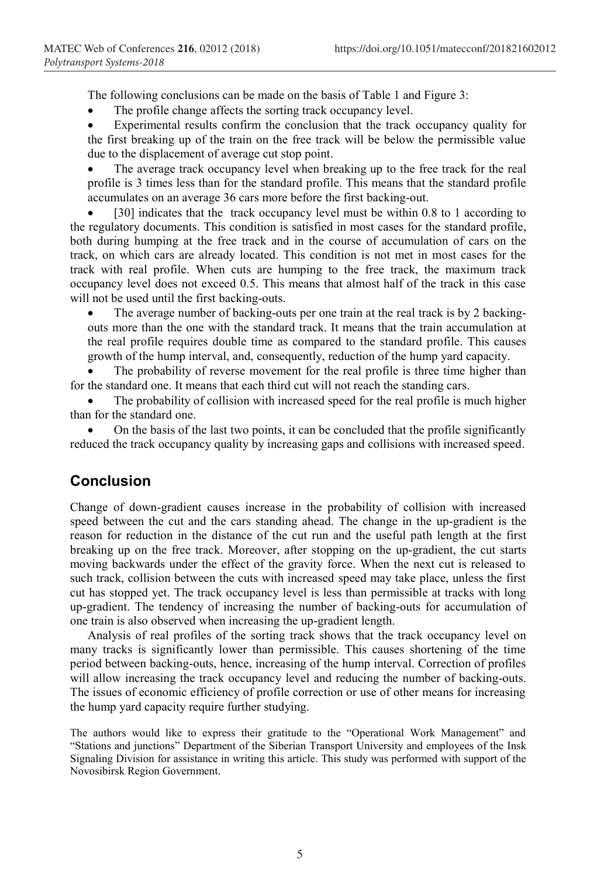The following conclusions can be made on the basis of Table 1 and Figure 3:

- The profile change affects the sorting track occupancy level.
- Experimental results confirm the conclusion that the track occupancy quality for the first breaking up of the train on the free track will be below the permissible value due to the displacement of average cut stop point.
- The average track occupancy level when breaking up to the free track for the real profile is 3 times less than for the standard profile. This means that the standard profile accumulates on an average 36 cars more before the first backing-out.
- [30] indicates that the track occupancy level must be within 0.8 to 1 according to the regulatory documents. This condition is satisfied in most cases for the standard profile, both during humping at the free track and in the course of accumulation of cars on the track, on which cars are already located. This condition is not met in most cases for the track with real profile. When cuts are humping to the free track, the maximum track occupancy level does not exceed 0.5. This means that almost half of the track in this case will not be used until the first backing-outs.
- The average number of backing-outs per one train at the real track is by 2 backing-outs more than the one with the standard track. It means that the train accumulation at the real profile requires double time as compared to the standard profile. This causes growth of the hump interval, and, consequently, reduction of the hump yard capacity.
- The probability of reverse movement for the real profile is three time higher than for the standard one. It means that each third cut will not reach the standing cars.
- The probability of collision with increased speed for the real profile is much higher than for the standard one.
- On the basis of the last two points, it can be concluded that the profile significantly reduced the track occupancy quality by increasing gaps and collisions with increased speed.

## Conclusion

Change of down-gradient causes increase in the probability of collision with increased speed between the cut and the cars standing ahead. The change in the up-gradient is the reason for reduction in the distance of the cut run and the useful path length at the first breaking up on the free track. Moreover, after stopping on the up-gradient, the cut starts moving backwards under the effect of the gravity force. When the next cut is released to such track, collision between the cuts with increased speed may take place, unless the first cut has stopped yet. The track occupancy level is less than permissible at tracks with long up-gradient. The tendency of increasing the number of backing-outs for accumulation of one train is also observed when increasing the up-gradient length.

Analysis of real profiles of the sorting track shows that the track occupancy level on many tracks is significantly lower than permissible. This causes shortening of the time period between backing-outs, hence, increasing of the hump interval. Correction of profiles will allow increasing the track occupancy level and reducing the number of backing-outs. The issues of economic efficiency of profile correction or use of other means for increasing the hump yard capacity require further studying.

The authors would like to express their gratitude to the "Operational Work Management" and "Stations and junctions" Department of the Siberian Transport University and employees of the Insk Signaling Division for assistance in writing this article. This study was performed with support of the Novosibirsk Region Government.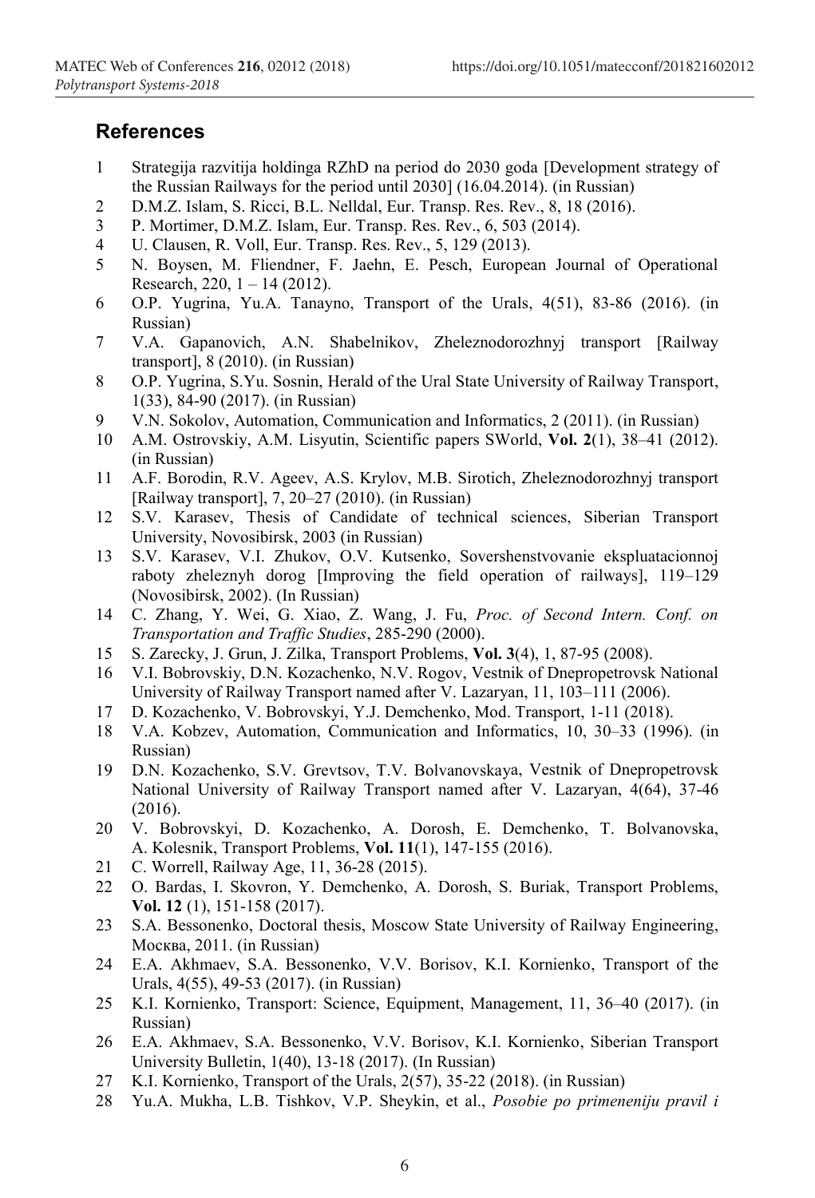## References

1. Strategija razvitija holdinga RZhD na period do 2030 goda [Development strategy of the Russian Railways for the period until 2030] (16.04.2014). (in Russian)
2. D.M.Z. Islam, S. Ricci, B.L. Nelldal, Eur. Transp. Res. Rev., 8, 18 (2016).
3. P. Mortimer, D.M.Z. Islam, Eur. Transp. Res. Rev., 6, 503 (2014).
4. U. Clausen, R. Voll, Eur. Transp. Res. Rev., 5, 129 (2013).
5. N. Boysen, M. Fliendner, F. Jaehn, E. Pesch, European Journal of Operational Research, 220, 1 – 14 (2012).
6. O.P. Yugrina, Yu.A. Tanayno, Transport of the Urals, 4(51), 83-86 (2016). (in Russian)
7. V.A. Gapanovich, A.N. Shabelnikov, Zheleznodorozhnyj transport [Railway transport], 8 (2010). (in Russian)
8. O.P. Yugrina, S.Yu. Sosnin, Herald of the Ural State University of Railway Transport, 1(33), 84-90 (2017). (in Russian)
9. V.N. Sokolov, Automation, Communication and Informatics, 2 (2011). (in Russian)
10. A.M. Ostrovskiy, A.M. Lisyutin, Scientific papers SWorld, **Vol. 2**(1), 38–41 (2012). (in Russian)
11. A.F. Borodin, R.V. Ageev, A.S. Krylov, M.B. Sirotich, Zheleznodorozhnyj transport [Railway transport], 7, 20–27 (2010). (in Russian)
12. S.V. Karasev, Thesis of Candidate of technical sciences, Siberian Transport University, Novosibirsk, 2003 (in Russian)
13. S.V. Karasev, V.I. Zhukov, O.V. Kutsenko, Sovershenstvovanie ekspluatacionnoj raboty zheleznyh dorog [Improving the field operation of railways], 119–129 (Novosibirsk, 2002). (In Russian)
14. C. Zhang, Y. Wei, G. Xiao, Z. Wang, J. Fu, *Proc. of Second Intern. Conf. on Transportation and Traffic Studies*, 285-290 (2000).
15. S. Zarecky, J. Grun, J. Zilka, Transport Problems, **Vol. 3**(4), 1, 87-95 (2008).
16. V.I. Bobrovskiy, D.N. Kozachenko, N.V. Rogov, Vestnik of Dnepropetrovsk National University of Railway Transport named after V. Lazaryan, 11, 103–111 (2006).
17. D. Kozachenko, V. Bobrovskyi, Y.J. Demchenko, Mod. Transport, 1-11 (2018).
18. V.A. Kobzev, Automation, Communication and Informatics, 10, 30–33 (1996). (in Russian)
19. D.N. Kozachenko, S.V. Grevtsov, T.V. Bolvanovskaya, Vestnik of Dnepropetrovsk National University of Railway Transport named after V. Lazaryan, 4(64), 37-46 (2016).
20. V. Bobrovskyi, D. Kozachenko, A. Dorosh, E. Demchenko, T. Bolvanovska, A. Kolesnik, Transport Problems, **Vol. 11**(1), 147-155 (2016).
21. C. Worrell, Railway Age, 11, 36-28 (2015).
22. O. Bardas, I. Skovron, Y. Demchenko, A. Dorosh, S. Buriak, Transport Problems, **Vol. 12** (1), 151-158 (2017).
23. S.A. Bessonenko, Doctoral thesis, Moscow State University of Railway Engineering, Москва, 2011. (in Russian)
24. E.A. Akhmaev, S.A. Bessonenko, V.V. Borisov, K.I. Kornienko, Transport of the Urals, 4(55), 49-53 (2017). (in Russian)
25. K.I. Kornienko, Transport: Science, Equipment, Management, 11, 36–40 (2017). (in Russian)
26. E.A. Akhmaev, S.A. Bessonenko, V.V. Borisov, K.I. Kornienko, Siberian Transport University Bulletin, 1(40), 13-18 (2017). (In Russian)
27. K.I. Kornienko, Transport of the Urals, 2(57), 35-22 (2018). (in Russian)
28. Yu.A. Mukha, L.B. Tishkov, V.P. Sheykin, et al., *Posobie po primeneniju pravil i*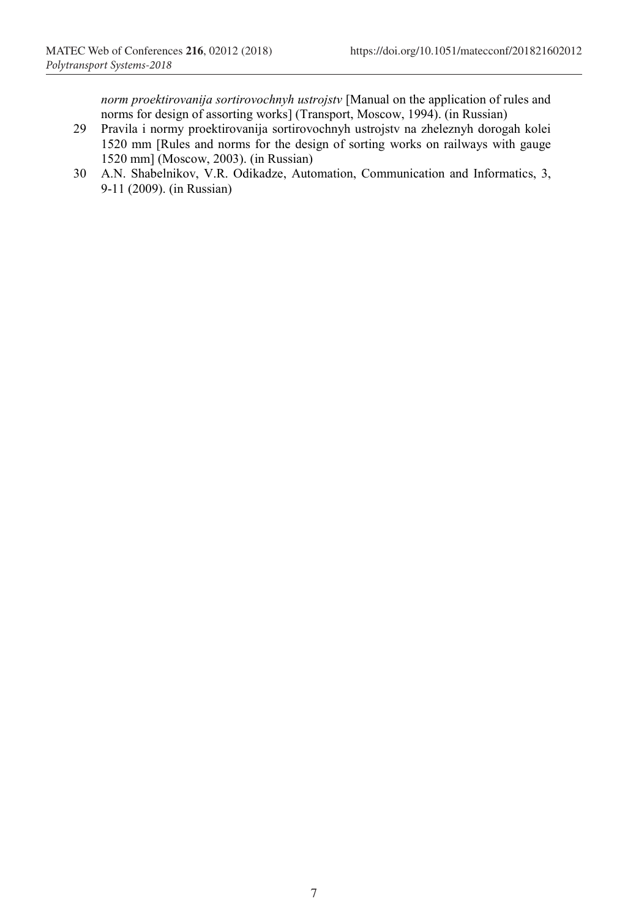*norm proektirovanija sortirovochnyh ustrojstv* [Manual on the application of rules and norms for design of assorting works] (Transport, Moscow, 1994). (in Russian)

29 Pravila i normy proektirovanija sortirovochnyh ustrojstv na zheleznyh dorogah kolei 1520 mm [Rules and norms for the design of sorting works on railways with gauge 1520 mm] (Moscow, 2003). (in Russian)

30 A.N. Shabelnikov, V.R. Odikadze, Automation, Communication and Informatics, 3, 9-11 (2009). (in Russian)